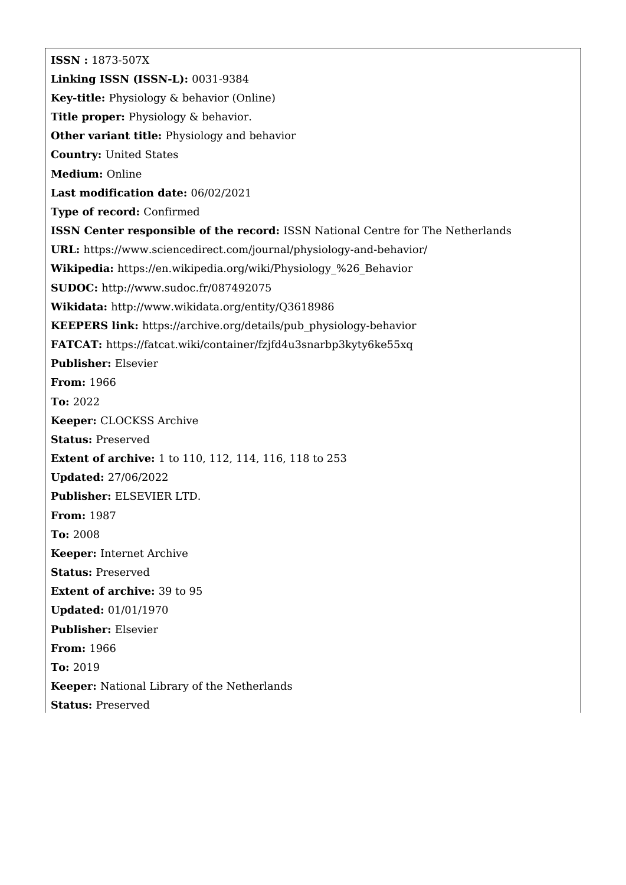**ISSN :** 1873-507X

**Linking ISSN (ISSN-L):** 0031-9384

**Key-title:** Physiology & behavior (Online)

**Title proper:** Physiology & behavior.

**Other variant title:** Physiology and behavior

**Country:** United States

**Medium:** Online

**Last modification date:** 06/02/2021

**Type of record:** Confirmed

**ISSN Center responsible of the record:** ISSN National Centre for The Netherlands

**URL:** https://www.sciencedirect.com/journal/physiology-and-behavior/

**Wikipedia:** https://en.wikipedia.org/wiki/Physiology_%26_Behavior

**SUDOC:** http://www.sudoc.fr/087492075

**Wikidata:** http://www.wikidata.org/entity/Q3618986

**KEEPERS link:** https://archive.org/details/pub_physiology-behavior

**FATCAT:** https://fatcat.wiki/container/fzjfd4u3snarbp3kyty6ke55xq

**Publisher:** Elsevier

**From:** 1966

**To:** 2022

**Keeper:** CLOCKSS Archive

**Status:** Preserved

**Extent of archive:** 1 to 110, 112, 114, 116, 118 to 253

**Updated:** 27/06/2022

**Publisher:** ELSEVIER LTD.

**From:** 1987

**To:** 2008

**Keeper:** Internet Archive

**Status:** Preserved

**Extent of archive:** 39 to 95

**Updated:** 01/01/1970

**Publisher:** Elsevier

**From:** 1966

**To:** 2019

**Keeper:** National Library of the Netherlands

**Status:** Preserved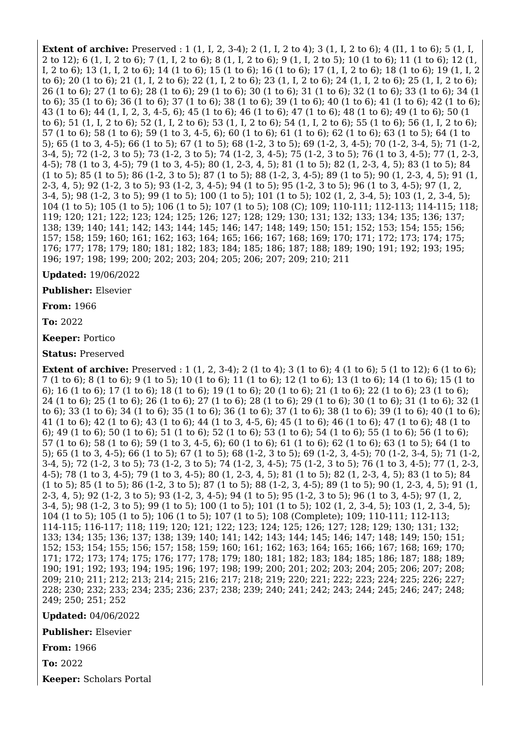**Extent of archive:** Preserved : 1 (1, I, 2, 3-4); 2 (1, I, 2 to 4); 3 (1, I, 2 to 6); 4 (I1, 1 to 6); 5 (1, I, 2 to 12); 6 (1, I, 2 to 6); 7 (1, I, 2 to 6); 8 (1, I, 2 to 6); 9 (1, I, 2 to 5); 10 (1 to 6); 11 (1 to 6); 12 (1, I, 2 to 6); 13 (1, I, 2 to 6); 14 (1 to 6); 15 (1 to 6); 16 (1 to 6); 17 (1, I, 2 to 6); 18 (1 to 6); 19 (1, I, 2 to 6); 20 (1 to 6); 21 (1, I, 2 to 6); 22 (1, I, 2 to 6); 23 (1, I, 2 to 6); 24 (1, I, 2 to 6); 25 (1, I, 2 to 6); 26 (1 to 6); 27 (1 to 6); 28 (1 to 6); 29 (1 to 6); 30 (1 to 6); 31 (1 to 6); 32 (1 to 6); 33 (1 to 6); 34 (1 to 6); 35 (1 to 6); 36 (1 to 6); 37 (1 to 6); 38 (1 to 6); 39 (1 to 6); 40 (1 to 6); 41 (1 to 6); 42 (1 to 6); 43 (1 to 6); 44 (1, I, 2, 3, 4-5, 6); 45 (1 to 6); 46 (1 to 6); 47 (1 to 6); 48 (1 to 6); 49 (1 to 6); 50 (1 to 6); 51 (1, I, 2 to 6); 52 (1, I, 2 to 6); 53 (1, I, 2 to 6); 54 (1, I, 2 to 6); 55 (1 to 6); 56 (1, I, 2 to 6); 57 (1 to 6); 58 (1 to 6); 59 (1 to 3, 4-5, 6); 60 (1 to 6); 61 (1 to 6); 62 (1 to 6); 63 (1 to 5); 64 (1 to 5); 65 (1 to 3, 4-5); 66 (1 to 5); 67 (1 to 5); 68 (1-2, 3 to 5); 69 (1-2, 3, 4-5); 70 (1-2, 3-4, 5); 71 (1-2, 3-4, 5); 72 (1-2, 3 to 5); 73 (1-2, 3 to 5); 74 (1-2, 3, 4-5); 75 (1-2, 3 to 5); 76 (1 to 3, 4-5); 77 (1, 2-3, 4-5); 78 (1 to 3, 4-5); 79 (1 to 3, 4-5); 80 (1, 2-3, 4, 5); 81 (1 to 5); 82 (1, 2-3, 4, 5); 83 (1 to 5); 84 (1 to 5); 85 (1 to 5); 86 (1-2, 3 to 5); 87 (1 to 5); 88 (1-2, 3, 4-5); 89 (1 to 5); 90 (1, 2-3, 4, 5); 91 (1, 2-3, 4, 5); 92 (1-2, 3 to 5); 93 (1-2, 3, 4-5); 94 (1 to 5); 95 (1-2, 3 to 5); 96 (1 to 3, 4-5); 97 (1, 2, 3-4, 5); 98 (1-2, 3 to 5); 99 (1 to 5); 100 (1 to 5); 101 (1 to 5); 102 (1, 2, 3-4, 5); 103 (1, 2, 3-4, 5); 104 (1 to 5); 105 (1 to 5); 106 (1 to 5); 107 (1 to 5); 108 (C); 109; 110-111; 112-113; 114-115; 118; 119; 120; 121; 122; 123; 124; 125; 126; 127; 128; 129; 130; 131; 132; 133; 134; 135; 136; 137; 138; 139; 140; 141; 142; 143; 144; 145; 146; 147; 148; 149; 150; 151; 152; 153; 154; 155; 156; 157; 158; 159; 160; 161; 162; 163; 164; 165; 166; 167; 168; 169; 170; 171; 172; 173; 174; 175; 176; 177; 178; 179; 180; 181; 182; 183; 184; 185; 186; 187; 188; 189; 190; 191; 192; 193; 195; 196; 197; 198; 199; 200; 202; 203; 204; 205; 206; 207; 209; 210; 211

**Updated:** 19/06/2022

**Publisher:** Elsevier

**From:** 1966

**To:** 2022

**Keeper:** Portico

**Status:** Preserved

**Extent of archive:** Preserved : 1 (1, 2, 3-4); 2 (1 to 4); 3 (1 to 6); 4 (1 to 6); 5 (1 to 12); 6 (1 to 6); 7 (1 to 6); 8 (1 to 6); 9 (1 to 5); 10 (1 to 6); 11 (1 to 6); 12 (1 to 6); 13 (1 to 6); 14 (1 to 6); 15 (1 to 6); 16 (1 to 6); 17 (1 to 6); 18 (1 to 6); 19 (1 to 6); 20 (1 to 6); 21 (1 to 6); 22 (1 to 6); 23 (1 to 6); 24 (1 to 6); 25 (1 to 6); 26 (1 to 6); 27 (1 to 6); 28 (1 to 6); 29 (1 to 6); 30 (1 to 6); 31 (1 to 6); 32 (1 to 6); 33 (1 to 6); 34 (1 to 6); 35 (1 to 6); 36 (1 to 6); 37 (1 to 6); 38 (1 to 6); 39 (1 to 6); 40 (1 to 6); 41 (1 to 6); 42 (1 to 6); 43 (1 to 6); 44 (1 to 3, 4-5, 6); 45 (1 to 6); 46 (1 to 6); 47 (1 to 6); 48 (1 to 6); 49 (1 to 6); 50 (1 to 6); 51 (1 to 6); 52 (1 to 6); 53 (1 to 6); 54 (1 to 6); 55 (1 to 6); 56 (1 to 6); 57 (1 to 6); 58 (1 to 6); 59 (1 to 3, 4-5, 6); 60 (1 to 6); 61 (1 to 6); 62 (1 to 6); 63 (1 to 5); 64 (1 to 5); 65 (1 to 3, 4-5); 66 (1 to 5); 67 (1 to 5); 68 (1-2, 3 to 5); 69 (1-2, 3, 4-5); 70 (1-2, 3-4, 5); 71 (1-2, 3-4, 5); 72 (1-2, 3 to 5); 73 (1-2, 3 to 5); 74 (1-2, 3, 4-5); 75 (1-2, 3 to 5); 76 (1 to 3, 4-5); 77 (1, 2-3, 4-5); 78 (1 to 3, 4-5); 79 (1 to 3, 4-5); 80 (1, 2-3, 4, 5); 81 (1 to 5); 82 (1, 2-3, 4, 5); 83 (1 to 5); 84 (1 to 5); 85 (1 to 5); 86 (1-2, 3 to 5); 87 (1 to 5); 88 (1-2, 3, 4-5); 89 (1 to 5); 90 (1, 2-3, 4, 5); 91 (1, 2-3, 4, 5); 92 (1-2, 3 to 5); 93 (1-2, 3, 4-5); 94 (1 to 5); 95 (1-2, 3 to 5); 96 (1 to 3, 4-5); 97 (1, 2, 3-4, 5); 98 (1-2, 3 to 5); 99 (1 to 5); 100 (1 to 5); 101 (1 to 5); 102 (1, 2, 3-4, 5); 103 (1, 2, 3-4, 5); 104 (1 to 5); 105 (1 to 5); 106 (1 to 5); 107 (1 to 5); 108 (Complete); 109; 110-111; 112-113; 114-115; 116-117; 118; 119; 120; 121; 122; 123; 124; 125; 126; 127; 128; 129; 130; 131; 132; 133; 134; 135; 136; 137; 138; 139; 140; 141; 142; 143; 144; 145; 146; 147; 148; 149; 150; 151; 152; 153; 154; 155; 156; 157; 158; 159; 160; 161; 162; 163; 164; 165; 166; 167; 168; 169; 170; 171; 172; 173; 174; 175; 176; 177; 178; 179; 180; 181; 182; 183; 184; 185; 186; 187; 188; 189; 190; 191; 192; 193; 194; 195; 196; 197; 198; 199; 200; 201; 202; 203; 204; 205; 206; 207; 208; 209; 210; 211; 212; 213; 214; 215; 216; 217; 218; 219; 220; 221; 222; 223; 224; 225; 226; 227; 228; 230; 232; 233; 234; 235; 236; 237; 238; 239; 240; 241; 242; 243; 244; 245; 246; 247; 248; 249; 250; 251; 252

**Updated:** 04/06/2022

**Publisher:** Elsevier

**From:** 1966

**To:** 2022

**Keeper:** Scholars Portal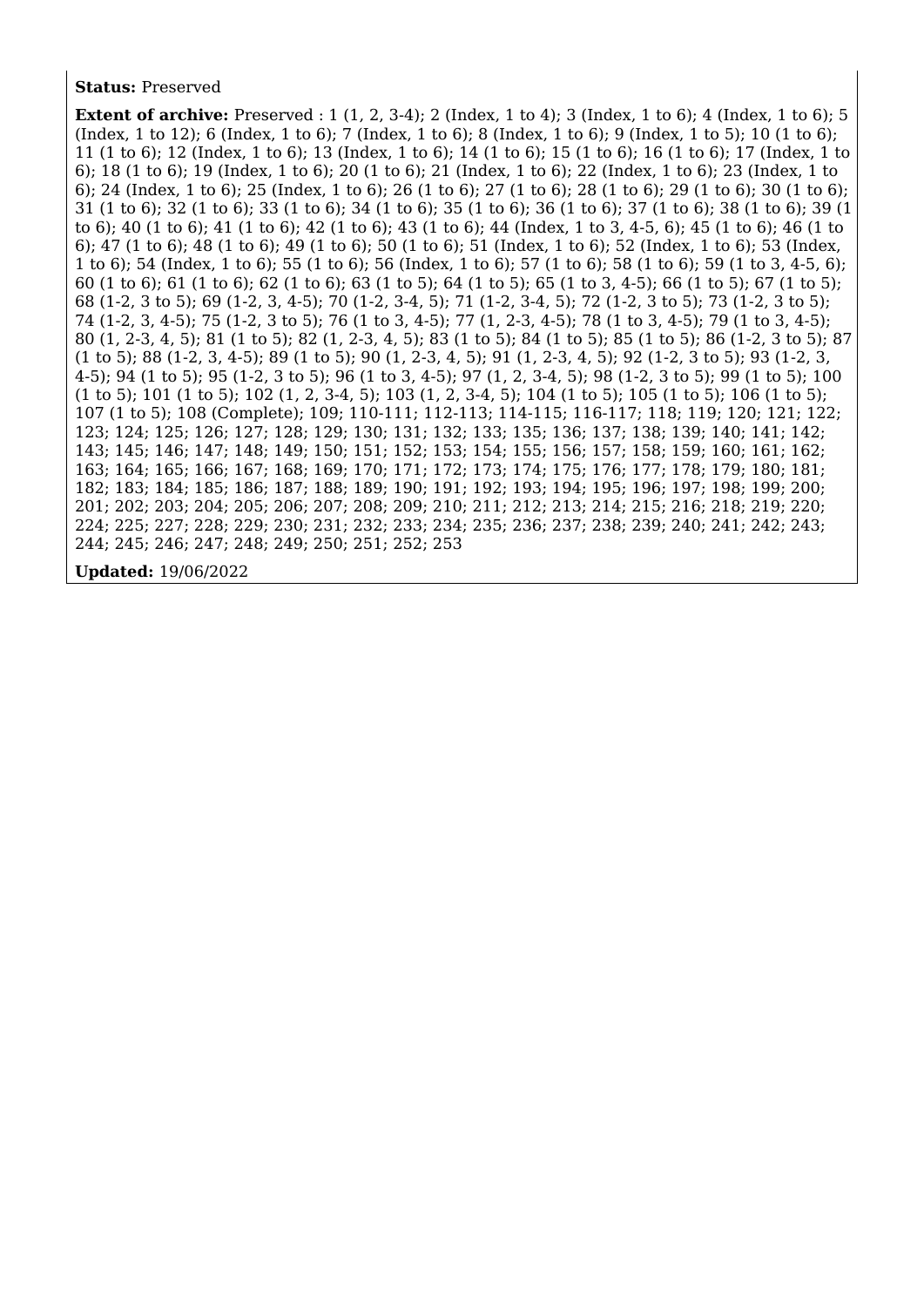**Status:** Preserved

**Extent of archive:** Preserved : 1 (1, 2, 3-4); 2 (Index, 1 to 4); 3 (Index, 1 to 6); 4 (Index, 1 to 6); 5 (Index, 1 to 12); 6 (Index, 1 to 6); 7 (Index, 1 to 6); 8 (Index, 1 to 6); 9 (Index, 1 to 5); 10 (1 to 6); 11 (1 to 6); 12 (Index, 1 to 6); 13 (Index, 1 to 6); 14 (1 to 6); 15 (1 to 6); 16 (1 to 6); 17 (Index, 1 to 6); 18 (1 to 6); 19 (Index, 1 to 6); 20 (1 to 6); 21 (Index, 1 to 6); 22 (Index, 1 to 6); 23 (Index, 1 to 6); 24 (Index, 1 to 6); 25 (Index, 1 to 6); 26 (1 to 6); 27 (1 to 6); 28 (1 to 6); 29 (1 to 6); 30 (1 to 6); 31 (1 to 6); 32 (1 to 6); 33 (1 to 6); 34 (1 to 6); 35 (1 to 6); 36 (1 to 6); 37 (1 to 6); 38 (1 to 6); 39 (1 to 6); 40 (1 to 6); 41 (1 to 6); 42 (1 to 6); 43 (1 to 6); 44 (Index, 1 to 3, 4-5, 6); 45 (1 to 6); 46 (1 to 6); 47 (1 to 6); 48 (1 to 6); 49 (1 to 6); 50 (1 to 6); 51 (Index, 1 to 6); 52 (Index, 1 to 6); 53 (Index, 1 to 6); 54 (Index, 1 to 6); 55 (1 to 6); 56 (Index, 1 to 6); 57 (1 to 6); 58 (1 to 6); 59 (1 to 3, 4-5, 6); 60 (1 to 6); 61 (1 to 6); 62 (1 to 6); 63 (1 to 5); 64 (1 to 5); 65 (1 to 3, 4-5); 66 (1 to 5); 67 (1 to 5); 68 (1-2, 3 to 5); 69 (1-2, 3, 4-5); 70 (1-2, 3-4, 5); 71 (1-2, 3-4, 5); 72 (1-2, 3 to 5); 73 (1-2, 3 to 5); 74 (1-2, 3, 4-5); 75 (1-2, 3 to 5); 76 (1 to 3, 4-5); 77 (1, 2-3, 4-5); 78 (1 to 3, 4-5); 79 (1 to 3, 4-5); 80 (1, 2-3, 4, 5); 81 (1 to 5); 82 (1, 2-3, 4, 5); 83 (1 to 5); 84 (1 to 5); 85 (1 to 5); 86 (1-2, 3 to 5); 87 (1 to 5); 88 (1-2, 3, 4-5); 89 (1 to 5); 90 (1, 2-3, 4, 5); 91 (1, 2-3, 4, 5); 92 (1-2, 3 to 5); 93 (1-2, 3, 4-5); 94 (1 to 5); 95 (1-2, 3 to 5); 96 (1 to 3, 4-5); 97 (1, 2, 3-4, 5); 98 (1-2, 3 to 5); 99 (1 to 5); 100 (1 to 5); 101 (1 to 5); 102 (1, 2, 3-4, 5); 103 (1, 2, 3-4, 5); 104 (1 to 5); 105 (1 to 5); 106 (1 to 5); 107 (1 to 5); 108 (Complete); 109; 110-111; 112-113; 114-115; 116-117; 118; 119; 120; 121; 122; 123; 124; 125; 126; 127; 128; 129; 130; 131; 132; 133; 135; 136; 137; 138; 139; 140; 141; 142; 143; 145; 146; 147; 148; 149; 150; 151; 152; 153; 154; 155; 156; 157; 158; 159; 160; 161; 162; 163; 164; 165; 166; 167; 168; 169; 170; 171; 172; 173; 174; 175; 176; 177; 178; 179; 180; 181; 182; 183; 184; 185; 186; 187; 188; 189; 190; 191; 192; 193; 194; 195; 196; 197; 198; 199; 200; 201; 202; 203; 204; 205; 206; 207; 208; 209; 210; 211; 212; 213; 214; 215; 216; 218; 219; 220; 224; 225; 227; 228; 229; 230; 231; 232; 233; 234; 235; 236; 237; 238; 239; 240; 241; 242; 243; 244; 245; 246; 247; 248; 249; 250; 251; 252; 253

**Updated:** 19/06/2022